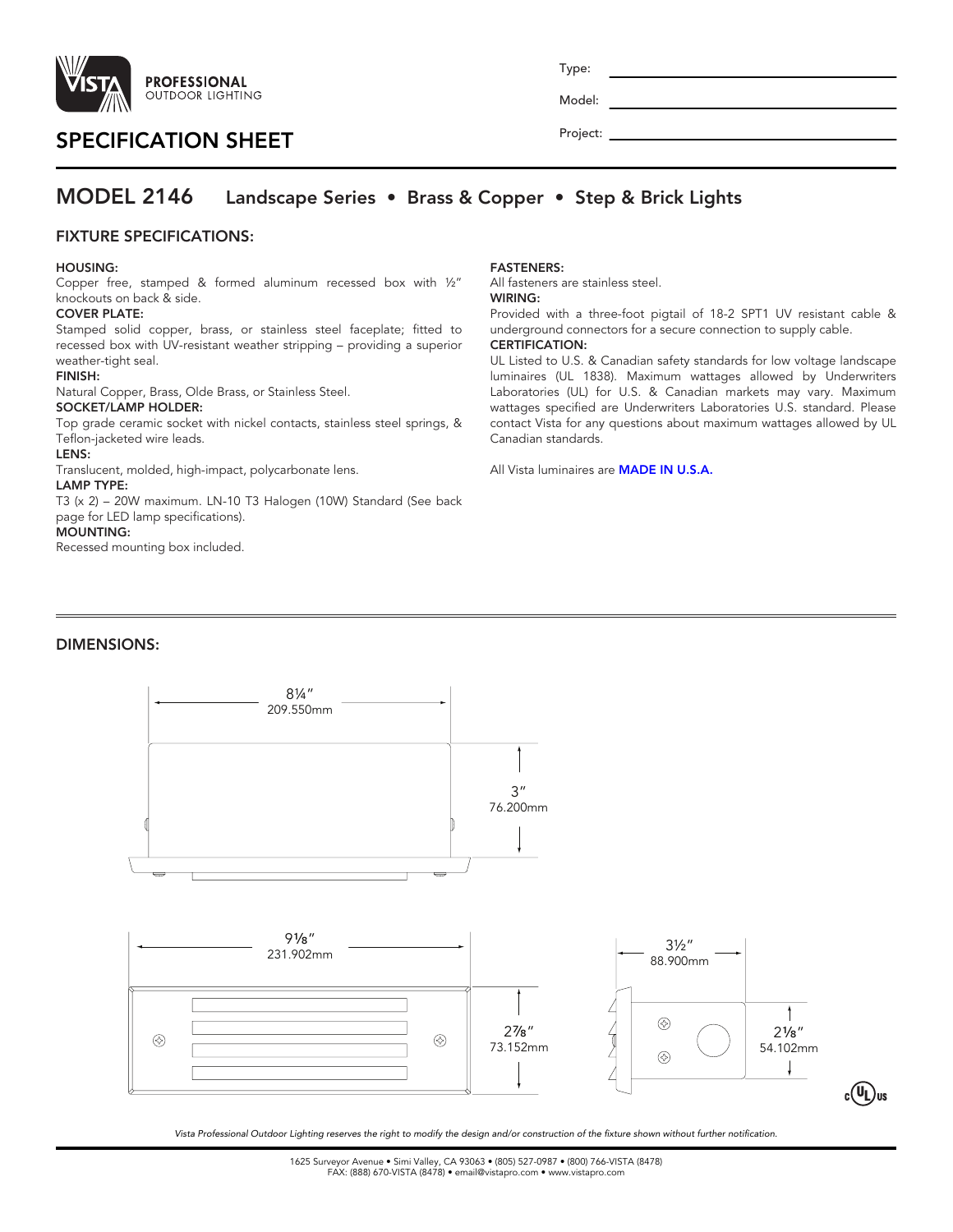**VISTA** PROFESSIONAL OUTDOOR LIGHTING

# SPECIFICATION SHEET

Type: ______________________

Model: ______________________

Project: ______________________

## MODEL 2146 Landscape Series • Brass & Copper • Step & Brick Lights

### FIXTURE SPECIFICATIONS:

**HOUSING:**
Copper free, stamped & formed aluminum recessed box with ½" knockouts on back & side.

**COVER PLATE:**
Stamped solid copper, brass, or stainless steel faceplate; fitted to recessed box with UV-resistant weather stripping – providing a superior weather-tight seal.

**FINISH:**
Natural Copper, Brass, Olde Brass, or Stainless Steel.

**SOCKET/LAMP HOLDER:**
Top grade ceramic socket with nickel contacts, stainless steel springs, & Teflon-jacketed wire leads.

**LENS:**
Translucent, molded, high-impact, polycarbonate lens.

**LAMP TYPE:**
T3 (x 2) – 20W maximum. LN-10 T3 Halogen (10W) Standard (See back page for LED lamp specifications).

**MOUNTING:**
Recessed mounting box included.

**FASTENERS:**
All fasteners are stainless steel.

**WIRING:**
Provided with a three-foot pigtail of 18-2 SPT1 UV resistant cable & underground connectors for a secure connection to supply cable.

**CERTIFICATION:**
UL Listed to U.S. & Canadian safety standards for low voltage landscape luminaires (UL 1838). Maximum wattages allowed by Underwriters Laboratories (UL) for U.S. & Canadian markets may vary. Maximum wattages specified are Underwriters Laboratories U.S. standard. Please contact Vista for any questions about maximum wattages allowed by UL Canadian standards.

All Vista luminaires are **MADE IN U.S.A.**

### DIMENSIONS:

8¼" 209.550mm

3" 76.200mm

9⅛" 231.902mm

2⅞" 73.152mm

3½" 88.900mm

2⅛" 54.102mm

cULus

*Vista Professional Outdoor Lighting reserves the right to modify the design and/or construction of the fixture shown without further notification.*

1625 Surveyor Avenue • Simi Valley, CA 93063 • (805) 527-0987 • (800) 766-VISTA (8478)
FAX: (888) 670-VISTA (8478) • email@vistapro.com • www.vistapro.com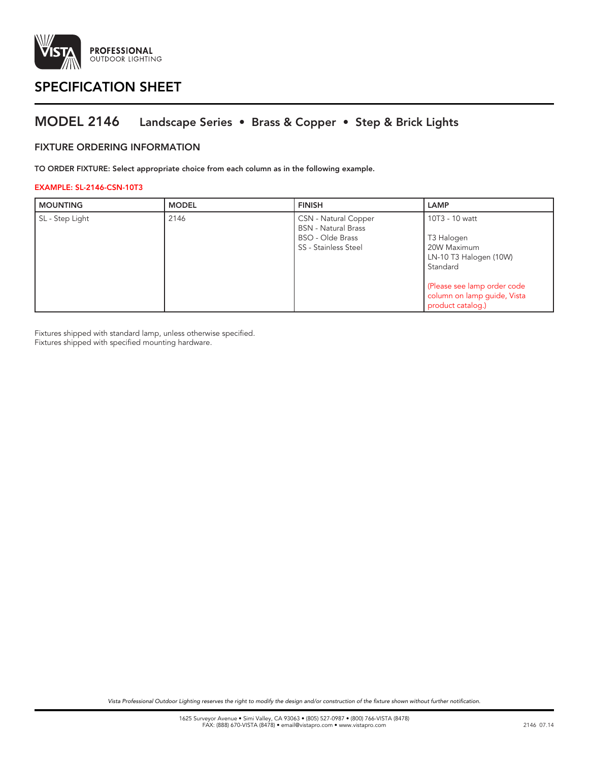PROFESSIONAL
OUTDOOR LIGHTING

# SPECIFICATION SHEET

## MODEL 2146 Landscape Series • Brass & Copper • Step & Brick Lights

### FIXTURE ORDERING INFORMATION

**TO ORDER FIXTURE: Select appropriate choice from each column as in the following example.**

**EXAMPLE: SL-2146-CSN-10T3**

| MOUNTING | MODEL | FINISH | LAMP |
|---|---|---|---|
| SL - Step Light | 2146 | CSN - Natural Copper<br>BSN - Natural Brass<br>BSO - Olde Brass<br>SS - Stainless Steel | 10T3 - 10 watt<br><br>T3 Halogen<br>20W Maximum<br>LN-10 T3 Halogen (10W)<br>Standard<br><br>(Please see lamp order code column on lamp guide, Vista product catalog.) |

Fixtures shipped with standard lamp, unless otherwise specified.
Fixtures shipped with specified mounting hardware.

*Vista Professional Outdoor Lighting reserves the right to modify the design and/or construction of the fixture shown without further notification.*

1625 Surveyor Avenue • Simi Valley, CA 93063 • (805) 527-0987 • (800) 766-VISTA (8478)
FAX: (888) 670-VISTA (8478) • email@vistapro.com • www.vistapro.com

2146 07.14